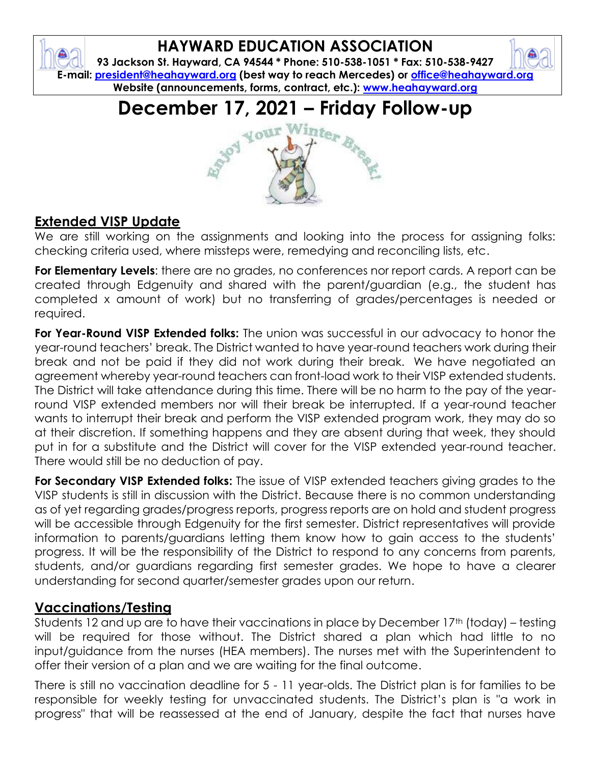# HAYWARD EDUCATION ASSOCIATION

**93 Jackson St. Hayward, CA 94544 * Phone: 510-538-1051 * Fax: 510-538-9427**
**E-mail: president@heahayward.org (best way to reach Mercedes) or office@heahayward.org**
**Website (announcements, forms, contract, etc.): www.heahayward.org**

# December 17, 2021 – Friday Follow-up

Enjoy Your Winter Break!

## Extended VISP Update

We are still working on the assignments and looking into the process for assigning folks: checking criteria used, where missteps were, remedying and reconciling lists, etc.

**For Elementary Levels**: there are no grades, no conferences nor report cards. A report can be created through Edgenuity and shared with the parent/guardian (e.g., the student has completed x amount of work) but no transferring of grades/percentages is needed or required.

**For Year-Round VISP Extended folks:** The union was successful in our advocacy to honor the year-round teachers' break. The District wanted to have year-round teachers work during their break and not be paid if they did not work during their break. We have negotiated an agreement whereby year-round teachers can front-load work to their VISP extended students. The District will take attendance during this time. There will be no harm to the pay of the year-round VISP extended members nor will their break be interrupted. If a year-round teacher wants to interrupt their break and perform the VISP extended program work, they may do so at their discretion. If something happens and they are absent during that week, they should put in for a substitute and the District will cover for the VISP extended year-round teacher. There would still be no deduction of pay.

**For Secondary VISP Extended folks:** The issue of VISP extended teachers giving grades to the VISP students is still in discussion with the District. Because there is no common understanding as of yet regarding grades/progress reports, progress reports are on hold and student progress will be accessible through Edgenuity for the first semester. District representatives will provide information to parents/guardians letting them know how to gain access to the students' progress. It will be the responsibility of the District to respond to any concerns from parents, students, and/or guardians regarding first semester grades. We hope to have a clearer understanding for second quarter/semester grades upon our return.

## Vaccinations/Testing

Students 12 and up are to have their vaccinations in place by December 17th (today) – testing will be required for those without. The District shared a plan which had little to no input/guidance from the nurses (HEA members). The nurses met with the Superintendent to offer their version of a plan and we are waiting for the final outcome.

There is still no vaccination deadline for 5 - 11 year-olds. The District plan is for families to be responsible for weekly testing for unvaccinated students. The District's plan is "a work in progress" that will be reassessed at the end of January, despite the fact that nurses have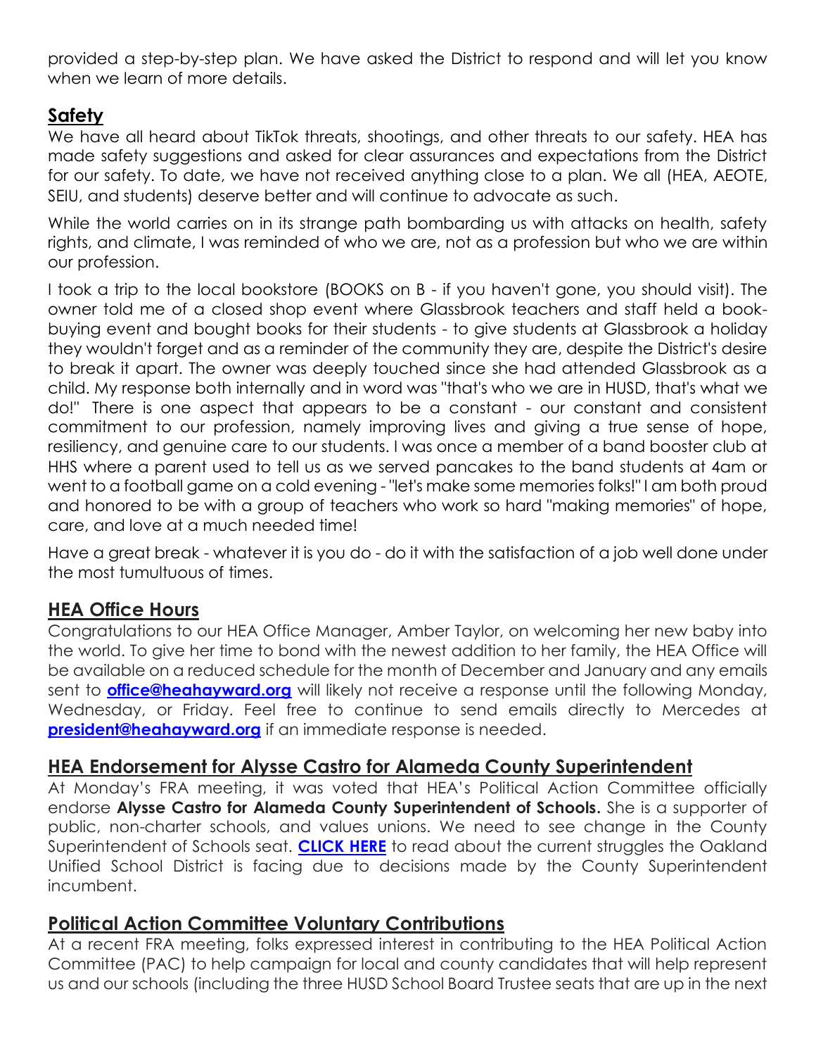provided a step-by-step plan. We have asked the District to respond and will let you know when we learn of more details.

## Safety

We have all heard about TikTok threats, shootings, and other threats to our safety. HEA has made safety suggestions and asked for clear assurances and expectations from the District for our safety. To date, we have not received anything close to a plan. We all (HEA, AEOTE, SEIU, and students) deserve better and will continue to advocate as such.

While the world carries on in its strange path bombarding us with attacks on health, safety rights, and climate, I was reminded of who we are, not as a profession but who we are within our profession.

I took a trip to the local bookstore (BOOKS on B - if you haven't gone, you should visit). The owner told me of a closed shop event where Glassbrook teachers and staff held a book-buying event and bought books for their students - to give students at Glassbrook a holiday they wouldn't forget and as a reminder of the community they are, despite the District's desire to break it apart. The owner was deeply touched since she had attended Glassbrook as a child. My response both internally and in word was "that's who we are in HUSD, that's what we do!" There is one aspect that appears to be a constant - our constant and consistent commitment to our profession, namely improving lives and giving a true sense of hope, resiliency, and genuine care to our students. I was once a member of a band booster club at HHS where a parent used to tell us as we served pancakes to the band students at 4am or went to a football game on a cold evening - "let's make some memories folks!" I am both proud and honored to be with a group of teachers who work so hard "making memories" of hope, care, and love at a much needed time!

Have a great break - whatever it is you do - do it with the satisfaction of a job well done under the most tumultuous of times.

## HEA Office Hours

Congratulations to our HEA Office Manager, Amber Taylor, on welcoming her new baby into the world. To give her time to bond with the newest addition to her family, the HEA Office will be available on a reduced schedule for the month of December and January and any emails sent to **office@heahayward.org** will likely not receive a response until the following Monday, Wednesday, or Friday. Feel free to continue to send emails directly to Mercedes at **president@heahayward.org** if an immediate response is needed.

## HEA Endorsement for Alysse Castro for Alameda County Superintendent

At Monday's FRA meeting, it was voted that HEA's Political Action Committee officially endorse **Alysse Castro for Alameda County Superintendent of Schools.** She is a supporter of public, non-charter schools, and values unions. We need to see change in the County Superintendent of Schools seat. **CLICK HERE** to read about the current struggles the Oakland Unified School District is facing due to decisions made by the County Superintendent incumbent.

## Political Action Committee Voluntary Contributions

At a recent FRA meeting, folks expressed interest in contributing to the HEA Political Action Committee (PAC) to help campaign for local and county candidates that will help represent us and our schools (including the three HUSD School Board Trustee seats that are up in the next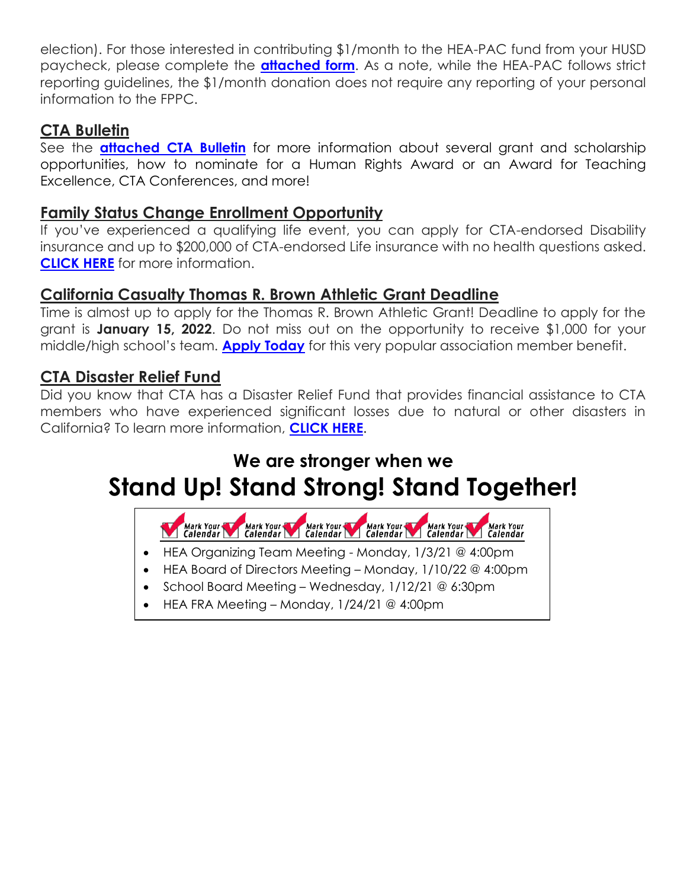election). For those interested in contributing $1/month to the HEA-PAC fund from your HUSD paycheck, please complete the **attached form**. As a note, while the HEA-PAC follows strict reporting guidelines, the $1/month donation does not require any reporting of your personal information to the FPPC.

## CTA Bulletin

See the **attached CTA Bulletin** for more information about several grant and scholarship opportunities, how to nominate for a Human Rights Award or an Award for Teaching Excellence, CTA Conferences, and more!

## Family Status Change Enrollment Opportunity

If you've experienced a qualifying life event, you can apply for CTA-endorsed Disability insurance and up to $200,000 of CTA-endorsed Life insurance with no health questions asked. **CLICK HERE** for more information.

## California Casualty Thomas R. Brown Athletic Grant Deadline

Time is almost up to apply for the Thomas R. Brown Athletic Grant! Deadline to apply for the grant is **January 15, 2022**. Do not miss out on the opportunity to receive $1,000 for your middle/high school's team. **Apply Today** for this very popular association member benefit.

## CTA Disaster Relief Fund

Did you know that CTA has a Disaster Relief Fund that provides financial assistance to CTA members who have experienced significant losses due to natural or other disasters in California? To learn more information, **CLICK HERE**.

### We are stronger when we

# Stand Up! Stand Strong! Stand Together!

Mark Your Calendar Mark Your Calendar Mark Your Calendar Mark Your Calendar Mark Your Calendar Mark Your Calendar

- HEA Organizing Team Meeting - Monday, 1/3/21 @ 4:00pm
- HEA Board of Directors Meeting – Monday, 1/10/22 @ 4:00pm
- School Board Meeting – Wednesday, 1/12/21 @ 6:30pm
- HEA FRA Meeting – Monday, 1/24/21 @ 4:00pm